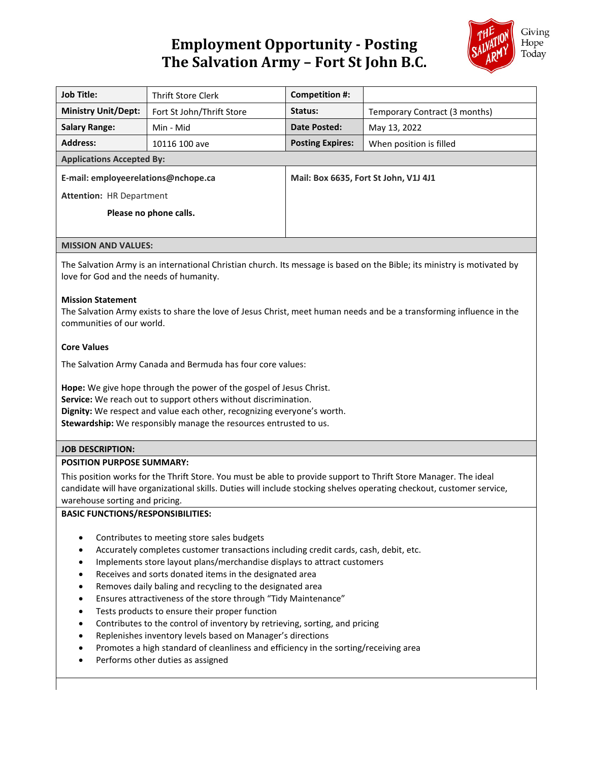# Employment Opportunity - Posting
# The Salvation Army – Fort St John B.C.

Giving Hope Today

| | | | |
|---|---|---|---|
| **Job Title:** | Thrift Store Clerk | **Competition #:** | |
| **Ministry Unit/Dept:** | Fort St John/Thrift Store | **Status:** | Temporary Contract (3 months) |
| **Salary Range:** | Min - Mid | **Date Posted:** | May 13, 2022 |
| **Address:** | 10116 100 ave | **Posting Expires:** | When position is filled |

**Applications Accepted By:**

**E-mail: employeerelations@nchope.ca**

**Attention:** HR Department

**Please no phone calls.**

**Mail: Box 6635, Fort St John, V1J 4J1**

**MISSION AND VALUES:**

The Salvation Army is an international Christian church. Its message is based on the Bible; its ministry is motivated by love for God and the needs of humanity.

**Mission Statement**
The Salvation Army exists to share the love of Jesus Christ, meet human needs and be a transforming influence in the communities of our world.

**Core Values**

The Salvation Army Canada and Bermuda has four core values:

**Hope:** We give hope through the power of the gospel of Jesus Christ.
**Service:** We reach out to support others without discrimination.
**Dignity:** We respect and value each other, recognizing everyone's worth.
**Stewardship:** We responsibly manage the resources entrusted to us.

**JOB DESCRIPTION:**

**POSITION PURPOSE SUMMARY:**

This position works for the Thrift Store. You must be able to provide support to Thrift Store Manager. The ideal candidate will have organizational skills. Duties will include stocking shelves operating checkout, customer service, warehouse sorting and pricing.

**BASIC FUNCTIONS/RESPONSIBILITIES:**

- Contributes to meeting store sales budgets
- Accurately completes customer transactions including credit cards, cash, debit, etc.
- Implements store layout plans/merchandise displays to attract customers
- Receives and sorts donated items in the designated area
- Removes daily baling and recycling to the designated area
- Ensures attractiveness of the store through "Tidy Maintenance"
- Tests products to ensure their proper function
- Contributes to the control of inventory by retrieving, sorting, and pricing
- Replenishes inventory levels based on Manager's directions
- Promotes a high standard of cleanliness and efficiency in the sorting/receiving area
- Performs other duties as assigned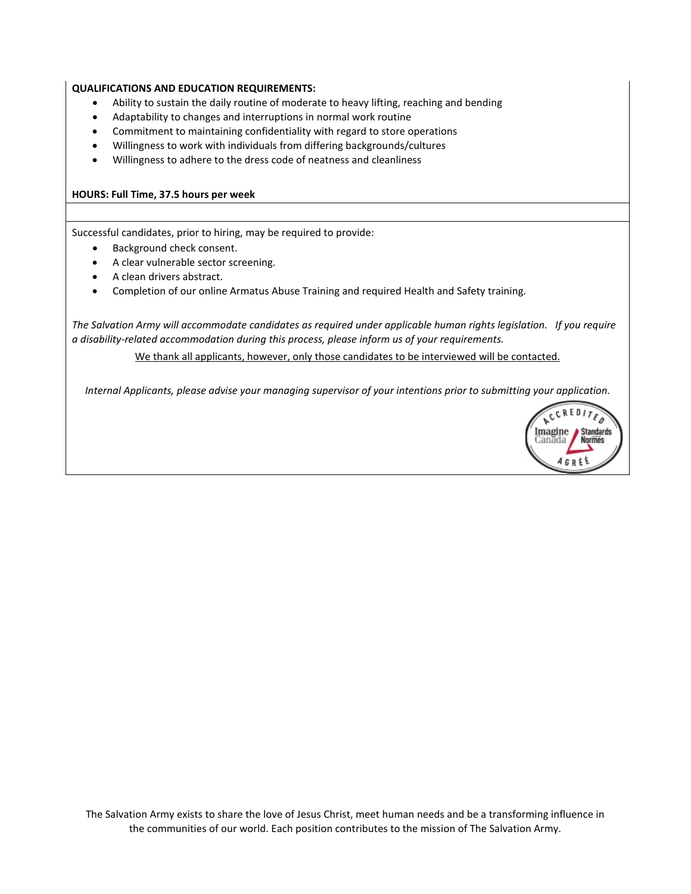**QUALIFICATIONS AND EDUCATION REQUIREMENTS:**

- Ability to sustain the daily routine of moderate to heavy lifting, reaching and bending
- Adaptability to changes and interruptions in normal work routine
- Commitment to maintaining confidentiality with regard to store operations
- Willingness to work with individuals from differing backgrounds/cultures
- Willingness to adhere to the dress code of neatness and cleanliness

**HOURS: Full Time, 37.5 hours per week**

Successful candidates, prior to hiring, may be required to provide:

- Background check consent.
- A clear vulnerable sector screening.
- A clean drivers abstract.
- Completion of our online Armatus Abuse Training and required Health and Safety training.

*The Salvation Army will accommodate candidates as required under applicable human rights legislation. If you require a disability-related accommodation during this process, please inform us of your requirements.*

We thank all applicants, however, only those candidates to be interviewed will be contacted.

*Internal Applicants, please advise your managing supervisor of your intentions prior to submitting your application.*

ACCREDITED Imagine Canada Standards Normes AGRÉÉ

The Salvation Army exists to share the love of Jesus Christ, meet human needs and be a transforming influence in the communities of our world. Each position contributes to the mission of The Salvation Army.